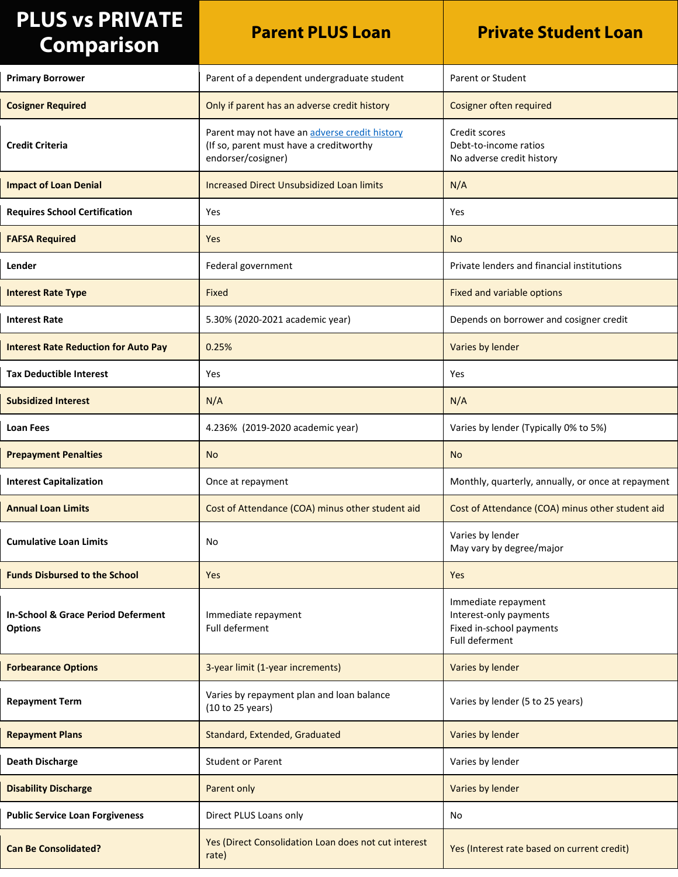| PLUS vs PRIVATE Comparison | Parent PLUS Loan | Private Student Loan |
|---|---|---|
| **Primary Borrower** | Parent of a dependent undergraduate student | Parent or Student |
| **Cosigner Required** | Only if parent has an adverse credit history | Cosigner often required |
| **Credit Criteria** | Parent may not have an adverse credit history (If so, parent must have a creditworthy endorser/cosigner) | Credit scores<br>Debt-to-income ratios<br>No adverse credit history |
| **Impact of Loan Denial** | Increased Direct Unsubsidized Loan limits | N/A |
| **Requires School Certification** | Yes | Yes |
| **FAFSA Required** | Yes | No |
| **Lender** | Federal government | Private lenders and financial institutions |
| **Interest Rate Type** | Fixed | Fixed and variable options |
| **Interest Rate** | 5.30% (2020-2021 academic year) | Depends on borrower and cosigner credit |
| **Interest Rate Reduction for Auto Pay** | 0.25% | Varies by lender |
| **Tax Deductible Interest** | Yes | Yes |
| **Subsidized Interest** | N/A | N/A |
| **Loan Fees** | 4.236% (2019-2020 academic year) | Varies by lender (Typically 0% to 5%) |
| **Prepayment Penalties** | No | No |
| **Interest Capitalization** | Once at repayment | Monthly, quarterly, annually, or once at repayment |
| **Annual Loan Limits** | Cost of Attendance (COA) minus other student aid | Cost of Attendance (COA) minus other student aid |
| **Cumulative Loan Limits** | No | Varies by lender<br>May vary by degree/major |
| **Funds Disbursed to the School** | Yes | Yes |
| **In-School & Grace Period Deferment Options** | Immediate repayment<br>Full deferment | Immediate repayment<br>Interest-only payments<br>Fixed in-school payments<br>Full deferment |
| **Forbearance Options** | 3-year limit (1-year increments) | Varies by lender |
| **Repayment Term** | Varies by repayment plan and loan balance (10 to 25 years) | Varies by lender (5 to 25 years) |
| **Repayment Plans** | Standard, Extended, Graduated | Varies by lender |
| **Death Discharge** | Student or Parent | Varies by lender |
| **Disability Discharge** | Parent only | Varies by lender |
| **Public Service Loan Forgiveness** | Direct PLUS Loans only | No |
| **Can Be Consolidated?** | Yes (Direct Consolidation Loan does not cut interest rate) | Yes (Interest rate based on current credit) |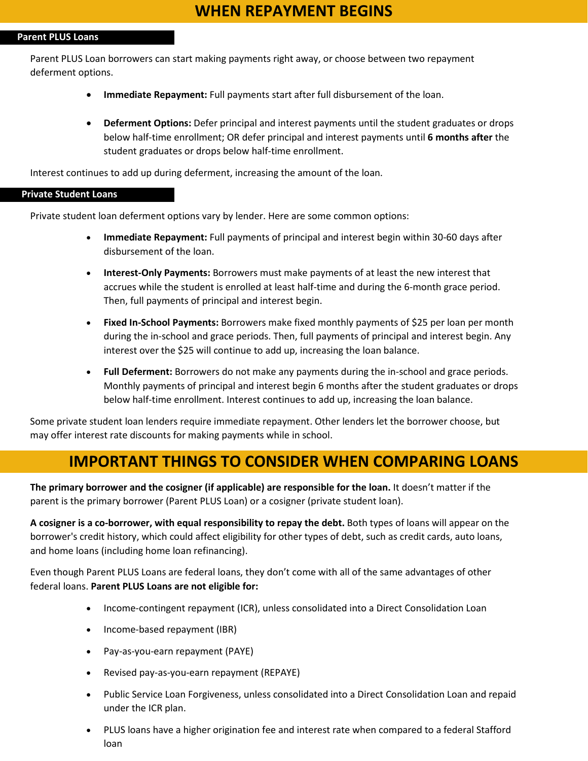# WHEN REPAYMENT BEGINS

## Parent PLUS Loans

Parent PLUS Loan borrowers can start making payments right away, or choose between two repayment deferment options.

- **Immediate Repayment:** Full payments start after full disbursement of the loan.
- **Deferment Options:** Defer principal and interest payments until the student graduates or drops below half-time enrollment; OR defer principal and interest payments until **6 months after** the student graduates or drops below half-time enrollment.

Interest continues to add up during deferment, increasing the amount of the loan.

## Private Student Loans

Private student loan deferment options vary by lender. Here are some common options:

- **Immediate Repayment:** Full payments of principal and interest begin within 30-60 days after disbursement of the loan.
- **Interest-Only Payments:** Borrowers must make payments of at least the new interest that accrues while the student is enrolled at least half-time and during the 6-month grace period. Then, full payments of principal and interest begin.
- **Fixed In-School Payments:** Borrowers make fixed monthly payments of $25 per loan per month during the in-school and grace periods. Then, full payments of principal and interest begin. Any interest over the $25 will continue to add up, increasing the loan balance.
- **Full Deferment:** Borrowers do not make any payments during the in-school and grace periods. Monthly payments of principal and interest begin 6 months after the student graduates or drops below half-time enrollment. Interest continues to add up, increasing the loan balance.

Some private student loan lenders require immediate repayment. Other lenders let the borrower choose, but may offer interest rate discounts for making payments while in school.

# IMPORTANT THINGS TO CONSIDER WHEN COMPARING LOANS

**The primary borrower and the cosigner (if applicable) are responsible for the loan.** It doesn't matter if the parent is the primary borrower (Parent PLUS Loan) or a cosigner (private student loan).

**A cosigner is a co-borrower, with equal responsibility to repay the debt.** Both types of loans will appear on the borrower's credit history, which could affect eligibility for other types of debt, such as credit cards, auto loans, and home loans (including home loan refinancing).

Even though Parent PLUS Loans are federal loans, they don't come with all of the same advantages of other federal loans. **Parent PLUS Loans are not eligible for:**

- Income-contingent repayment (ICR), unless consolidated into a Direct Consolidation Loan
- Income-based repayment (IBR)
- Pay-as-you-earn repayment (PAYE)
- Revised pay-as-you-earn repayment (REPAYE)
- Public Service Loan Forgiveness, unless consolidated into a Direct Consolidation Loan and repaid under the ICR plan.
- PLUS loans have a higher origination fee and interest rate when compared to a federal Stafford loan